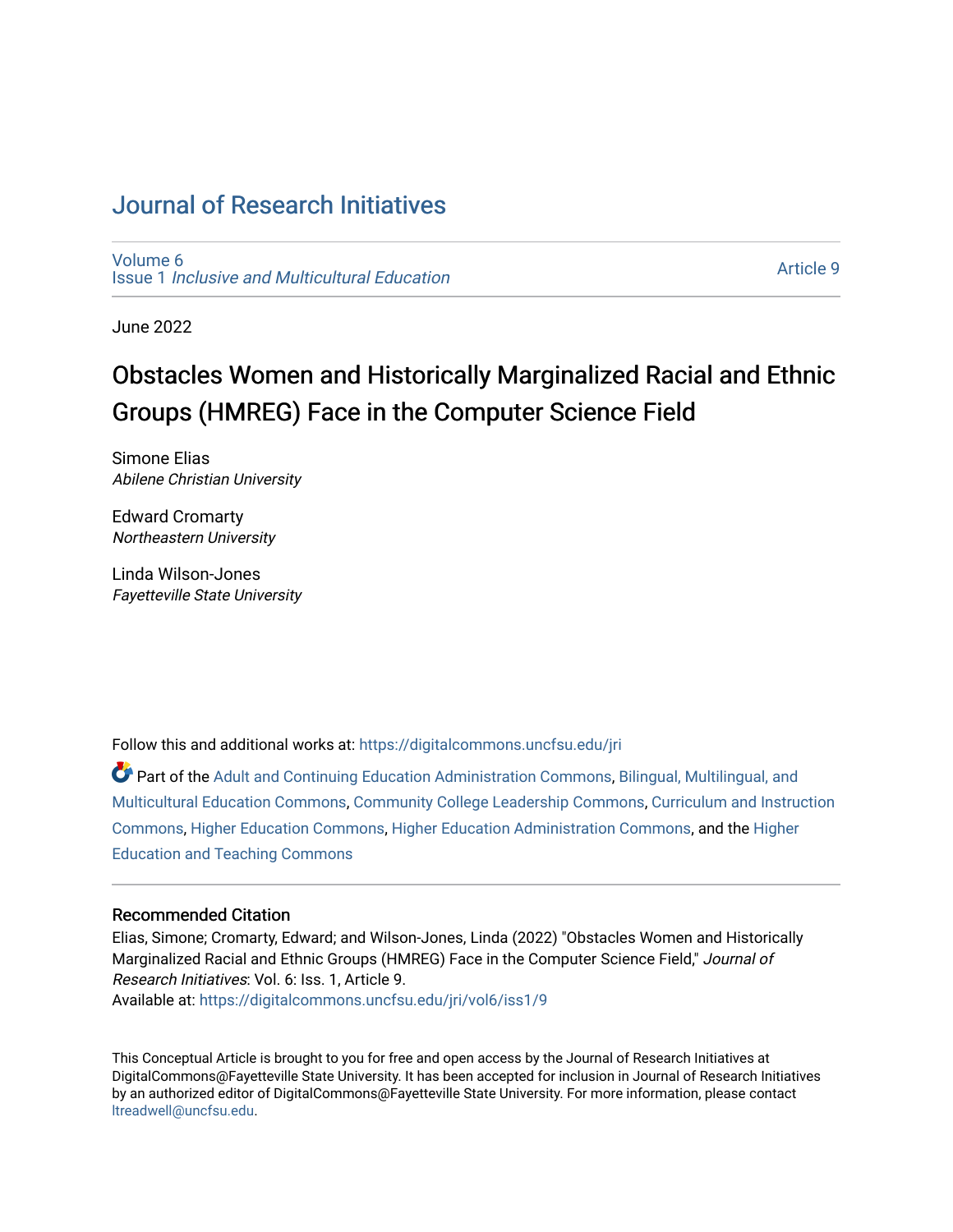# Journal of Research Initiatives

Volume 6
Issue 1 *Inclusive and Multicultural Education*

Article 9

June 2022

## Obstacles Women and Historically Marginalized Racial and Ethnic Groups (HMREG) Face in the Computer Science Field

Simone Elias
*Abilene Christian University*

Edward Cromarty
*Northeastern University*

Linda Wilson-Jones
*Fayetteville State University*

Follow this and additional works at: https://digitalcommons.uncfsu.edu/jri

Part of the Adult and Continuing Education Administration Commons, Bilingual, Multilingual, and Multicultural Education Commons, Community College Leadership Commons, Curriculum and Instruction Commons, Higher Education Commons, Higher Education Administration Commons, and the Higher Education and Teaching Commons

### Recommended Citation

Elias, Simone; Cromarty, Edward; and Wilson-Jones, Linda (2022) "Obstacles Women and Historically Marginalized Racial and Ethnic Groups (HMREG) Face in the Computer Science Field," *Journal of Research Initiatives*: Vol. 6: Iss. 1, Article 9.
Available at: https://digitalcommons.uncfsu.edu/jri/vol6/iss1/9

This Conceptual Article is brought to you for free and open access by the Journal of Research Initiatives at DigitalCommons@Fayetteville State University. It has been accepted for inclusion in Journal of Research Initiatives by an authorized editor of DigitalCommons@Fayetteville State University. For more information, please contact ltreadwell@uncfsu.edu.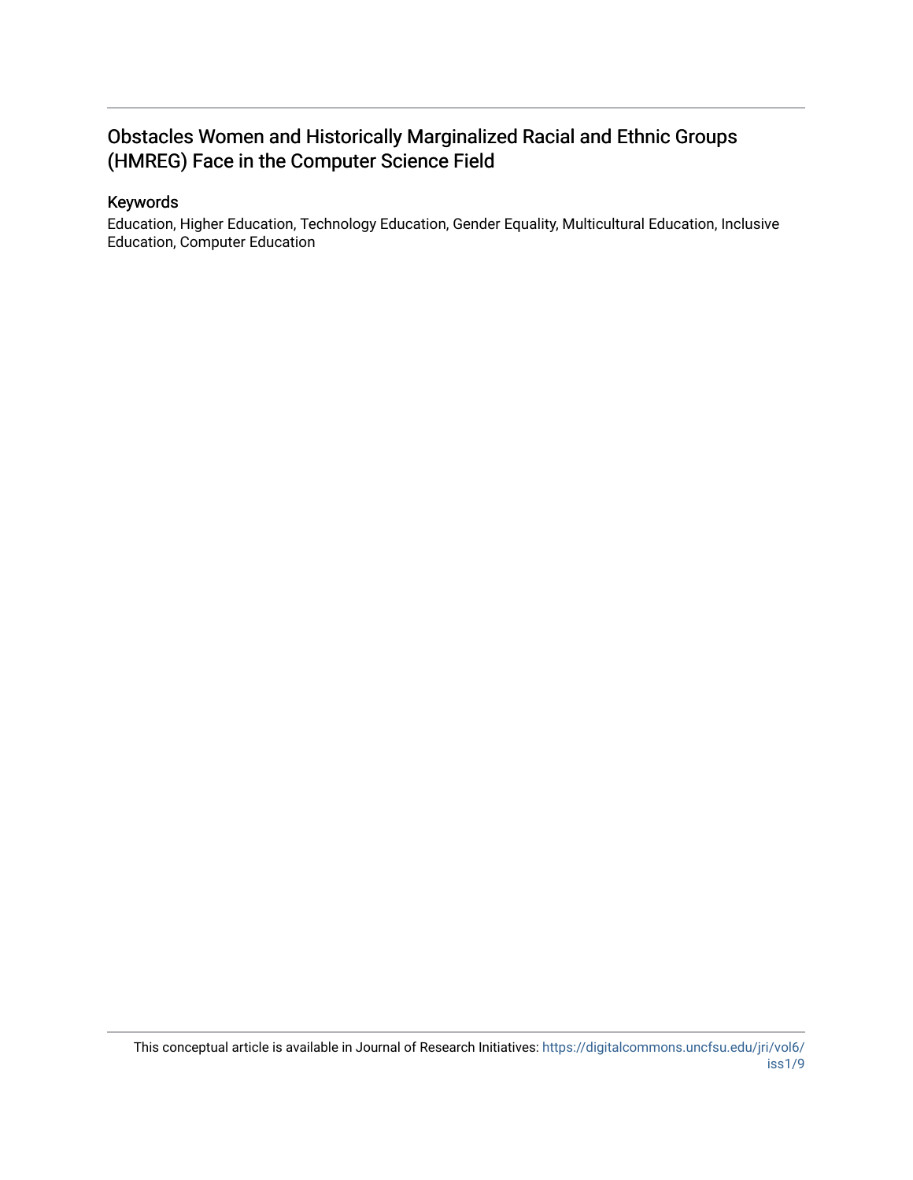# Obstacles Women and Historically Marginalized Racial and Ethnic Groups (HMREG) Face in the Computer Science Field

## Keywords

Education, Higher Education, Technology Education, Gender Equality, Multicultural Education, Inclusive Education, Computer Education

This conceptual article is available in Journal of Research Initiatives: https://digitalcommons.uncfsu.edu/jri/vol6/iss1/9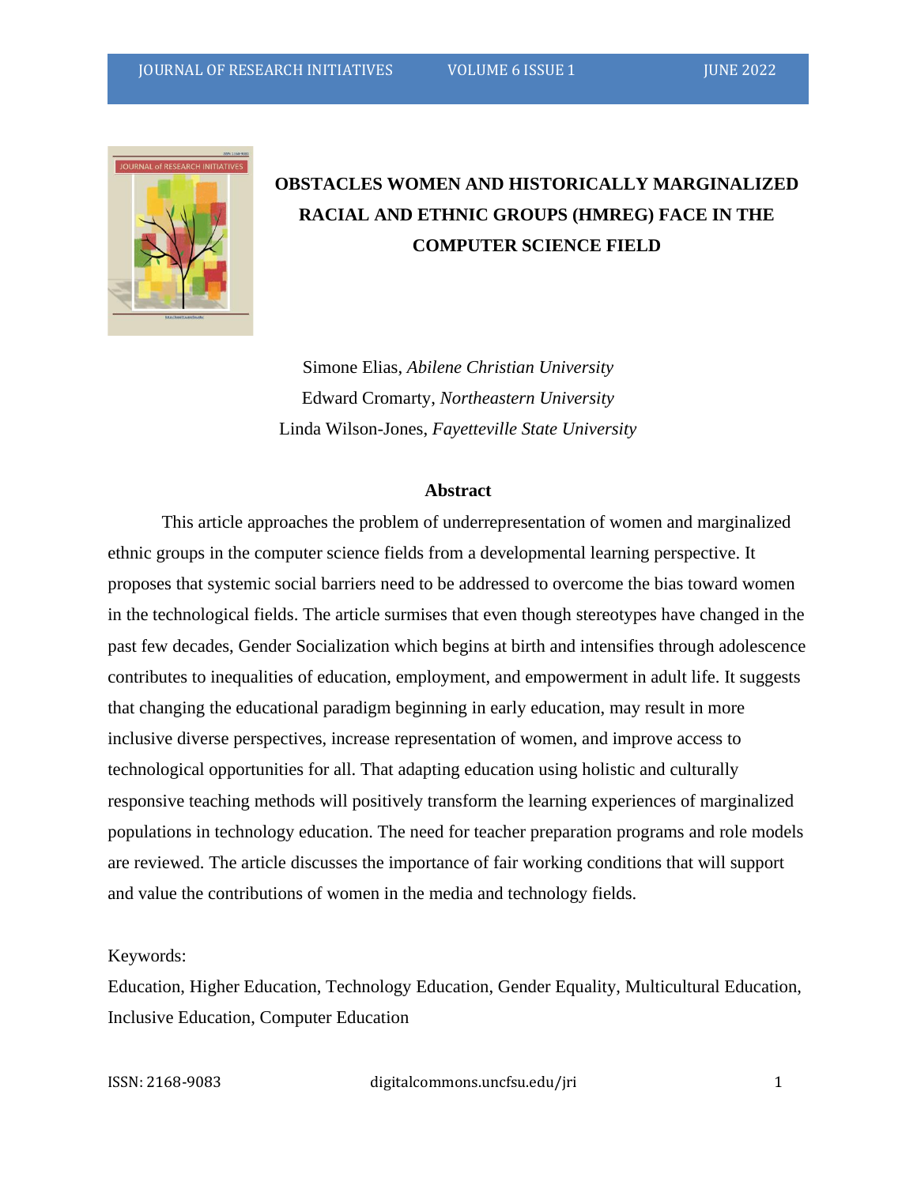# OBSTACLES WOMEN AND HISTORICALLY MARGINALIZED RACIAL AND ETHNIC GROUPS (HMREG) FACE IN THE COMPUTER SCIENCE FIELD

Simone Elias, *Abilene Christian University*
Edward Cromarty, *Northeastern University*
Linda Wilson-Jones, *Fayetteville State University*

## Abstract

This article approaches the problem of underrepresentation of women and marginalized ethnic groups in the computer science fields from a developmental learning perspective. It proposes that systemic social barriers need to be addressed to overcome the bias toward women in the technological fields. The article surmises that even though stereotypes have changed in the past few decades, Gender Socialization which begins at birth and intensifies through adolescence contributes to inequalities of education, employment, and empowerment in adult life. It suggests that changing the educational paradigm beginning in early education, may result in more inclusive diverse perspectives, increase representation of women, and improve access to technological opportunities for all. That adapting education using holistic and culturally responsive teaching methods will positively transform the learning experiences of marginalized populations in technology education. The need for teacher preparation programs and role models are reviewed. The article discusses the importance of fair working conditions that will support and value the contributions of women in the media and technology fields.

Keywords:
Education, Higher Education, Technology Education, Gender Equality, Multicultural Education, Inclusive Education, Computer Education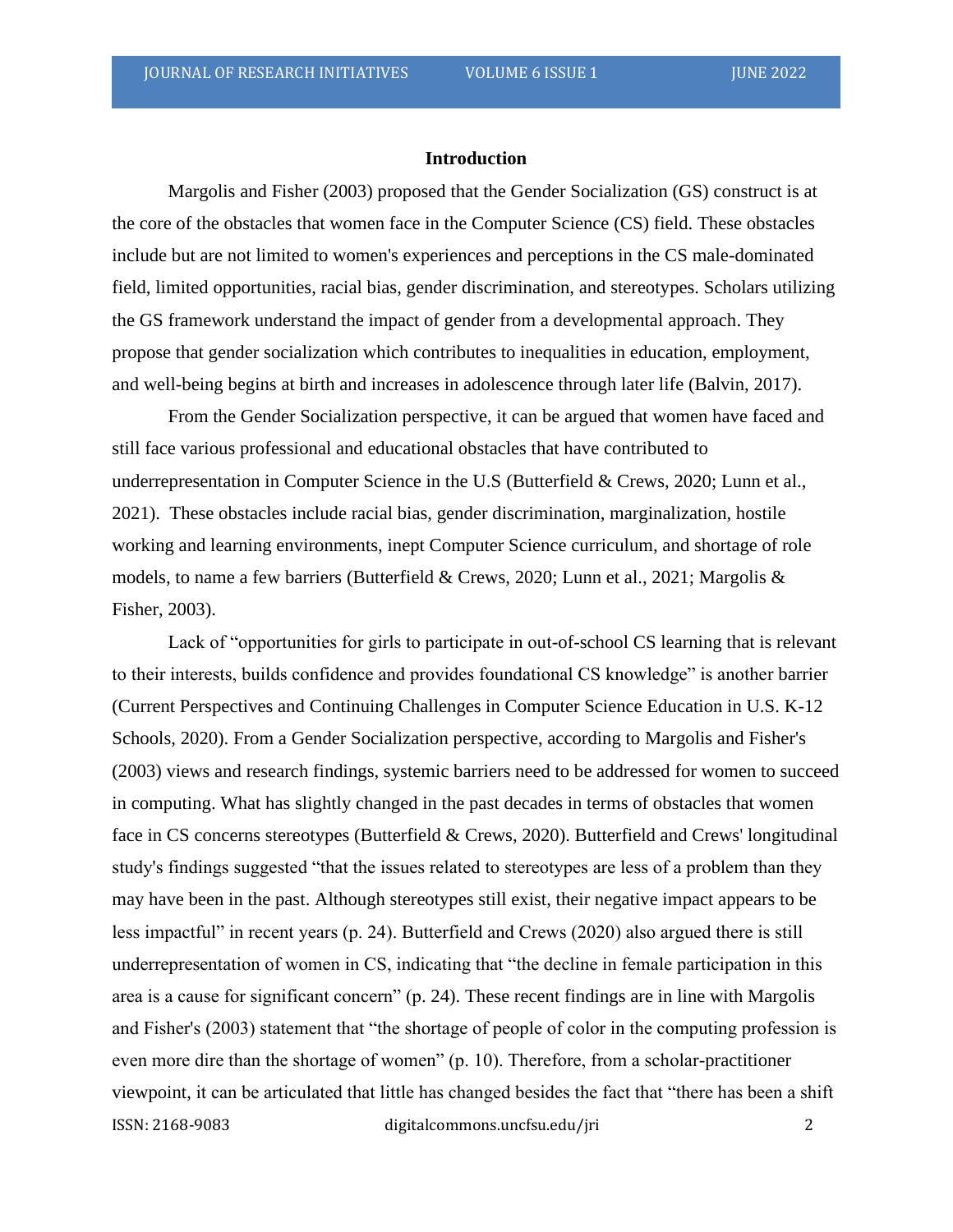## Introduction

Margolis and Fisher (2003) proposed that the Gender Socialization (GS) construct is at the core of the obstacles that women face in the Computer Science (CS) field. These obstacles include but are not limited to women's experiences and perceptions in the CS male-dominated field, limited opportunities, racial bias, gender discrimination, and stereotypes. Scholars utilizing the GS framework understand the impact of gender from a developmental approach. They propose that gender socialization which contributes to inequalities in education, employment, and well-being begins at birth and increases in adolescence through later life (Balvin, 2017).

From the Gender Socialization perspective, it can be argued that women have faced and still face various professional and educational obstacles that have contributed to underrepresentation in Computer Science in the U.S (Butterfield & Crews, 2020; Lunn et al., 2021). These obstacles include racial bias, gender discrimination, marginalization, hostile working and learning environments, inept Computer Science curriculum, and shortage of role models, to name a few barriers (Butterfield & Crews, 2020; Lunn et al., 2021; Margolis & Fisher, 2003).

Lack of "opportunities for girls to participate in out-of-school CS learning that is relevant to their interests, builds confidence and provides foundational CS knowledge" is another barrier (Current Perspectives and Continuing Challenges in Computer Science Education in U.S. K-12 Schools, 2020). From a Gender Socialization perspective, according to Margolis and Fisher's (2003) views and research findings, systemic barriers need to be addressed for women to succeed in computing. What has slightly changed in the past decades in terms of obstacles that women face in CS concerns stereotypes (Butterfield & Crews, 2020). Butterfield and Crews' longitudinal study's findings suggested "that the issues related to stereotypes are less of a problem than they may have been in the past. Although stereotypes still exist, their negative impact appears to be less impactful" in recent years (p. 24). Butterfield and Crews (2020) also argued there is still underrepresentation of women in CS, indicating that "the decline in female participation in this area is a cause for significant concern" (p. 24). These recent findings are in line with Margolis and Fisher's (2003) statement that "the shortage of people of color in the computing profession is even more dire than the shortage of women" (p. 10). Therefore, from a scholar-practitioner viewpoint, it can be articulated that little has changed besides the fact that "there has been a shift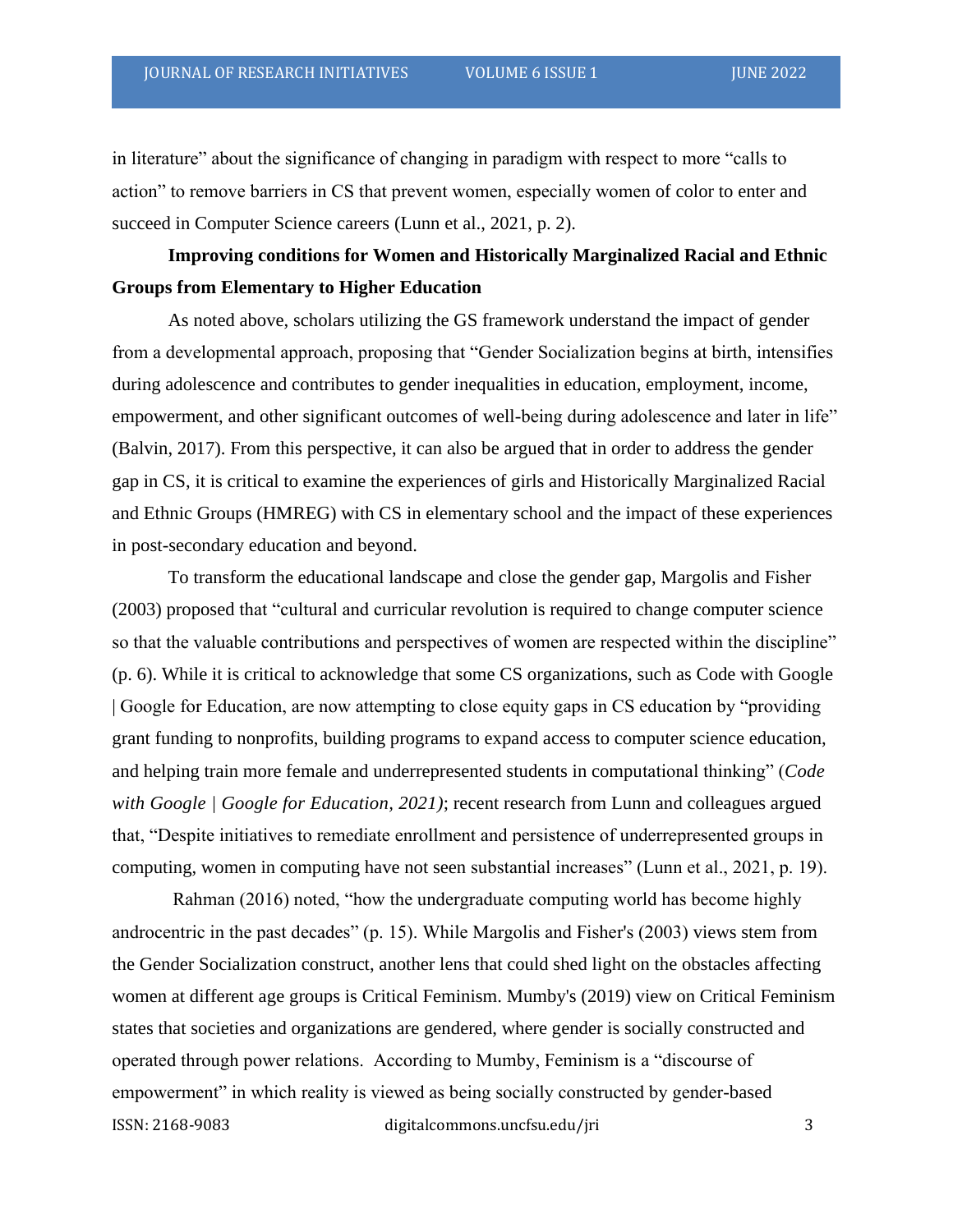in literature" about the significance of changing in paradigm with respect to more "calls to action" to remove barriers in CS that prevent women, especially women of color to enter and succeed in Computer Science careers (Lunn et al., 2021, p. 2).

**Improving conditions for Women and Historically Marginalized Racial and Ethnic Groups from Elementary to Higher Education**

As noted above, scholars utilizing the GS framework understand the impact of gender from a developmental approach, proposing that "Gender Socialization begins at birth, intensifies during adolescence and contributes to gender inequalities in education, employment, income, empowerment, and other significant outcomes of well-being during adolescence and later in life" (Balvin, 2017). From this perspective, it can also be argued that in order to address the gender gap in CS, it is critical to examine the experiences of girls and Historically Marginalized Racial and Ethnic Groups (HMREG) with CS in elementary school and the impact of these experiences in post-secondary education and beyond.

To transform the educational landscape and close the gender gap, Margolis and Fisher (2003) proposed that "cultural and curricular revolution is required to change computer science so that the valuable contributions and perspectives of women are respected within the discipline" (p. 6). While it is critical to acknowledge that some CS organizations, such as Code with Google | Google for Education, are now attempting to close equity gaps in CS education by "providing grant funding to nonprofits, building programs to expand access to computer science education, and helping train more female and underrepresented students in computational thinking" (*Code with Google | Google for Education, 2021)*; recent research from Lunn and colleagues argued that, "Despite initiatives to remediate enrollment and persistence of underrepresented groups in computing, women in computing have not seen substantial increases" (Lunn et al., 2021, p. 19).

Rahman (2016) noted, "how the undergraduate computing world has become highly androcentric in the past decades" (p. 15). While Margolis and Fisher's (2003) views stem from the Gender Socialization construct, another lens that could shed light on the obstacles affecting women at different age groups is Critical Feminism. Mumby's (2019) view on Critical Feminism states that societies and organizations are gendered, where gender is socially constructed and operated through power relations. According to Mumby, Feminism is a "discourse of empowerment" in which reality is viewed as being socially constructed by gender-based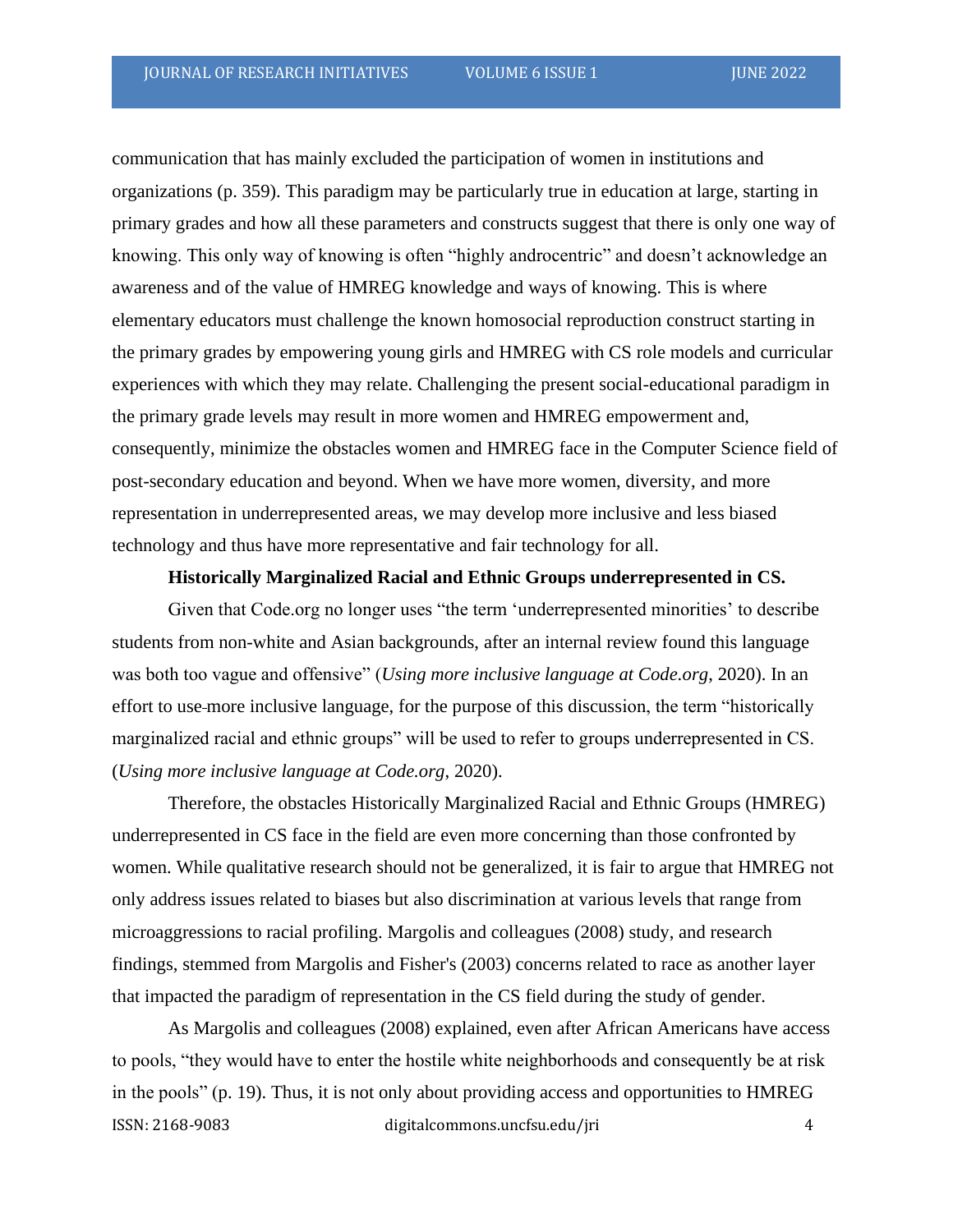communication that has mainly excluded the participation of women in institutions and organizations (p. 359). This paradigm may be particularly true in education at large, starting in primary grades and how all these parameters and constructs suggest that there is only one way of knowing. This only way of knowing is often "highly androcentric" and doesn't acknowledge an awareness and of the value of HMREG knowledge and ways of knowing. This is where elementary educators must challenge the known homosocial reproduction construct starting in the primary grades by empowering young girls and HMREG with CS role models and curricular experiences with which they may relate. Challenging the present social-educational paradigm in the primary grade levels may result in more women and HMREG empowerment and, consequently, minimize the obstacles women and HMREG face in the Computer Science field of post-secondary education and beyond. When we have more women, diversity, and more representation in underrepresented areas, we may develop more inclusive and less biased technology and thus have more representative and fair technology for all.

**Historically Marginalized Racial and Ethnic Groups underrepresented in CS.**

Given that Code.org no longer uses "the term 'underrepresented minorities' to describe students from non-white and Asian backgrounds, after an internal review found this language was both too vague and offensive" (*Using more inclusive language at Code.org*, 2020). In an effort to use more inclusive language, for the purpose of this discussion, the term "historically marginalized racial and ethnic groups" will be used to refer to groups underrepresented in CS. (*Using more inclusive language at Code.org*, 2020).

Therefore, the obstacles Historically Marginalized Racial and Ethnic Groups (HMREG) underrepresented in CS face in the field are even more concerning than those confronted by women. While qualitative research should not be generalized, it is fair to argue that HMREG not only address issues related to biases but also discrimination at various levels that range from microaggressions to racial profiling. Margolis and colleagues (2008) study, and research findings, stemmed from Margolis and Fisher's (2003) concerns related to race as another layer that impacted the paradigm of representation in the CS field during the study of gender.

As Margolis and colleagues (2008) explained, even after African Americans have access to pools, "they would have to enter the hostile white neighborhoods and consequently be at risk in the pools" (p. 19). Thus, it is not only about providing access and opportunities to HMREG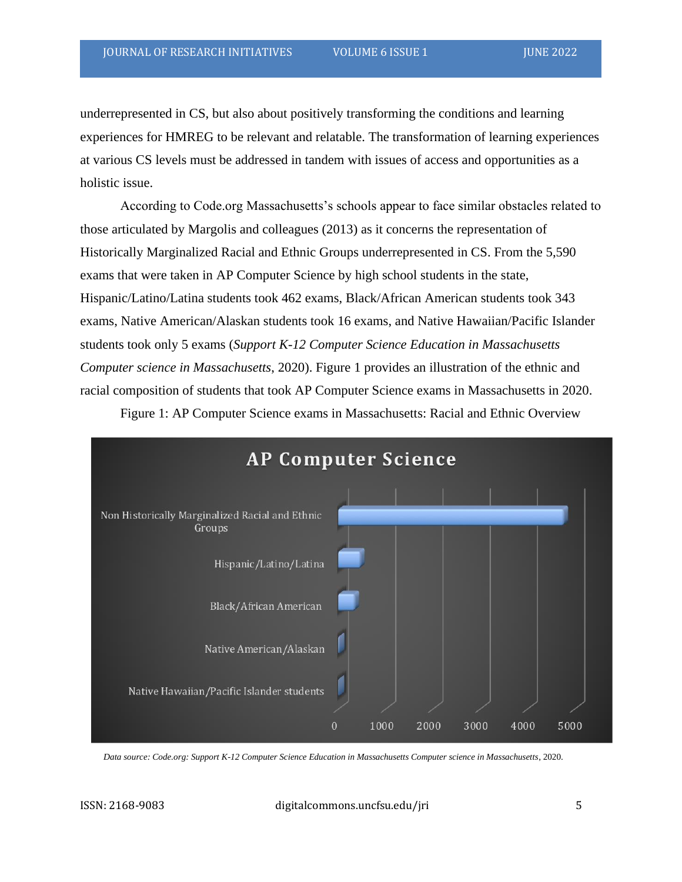underrepresented in CS, but also about positively transforming the conditions and learning experiences for HMREG to be relevant and relatable. The transformation of learning experiences at various CS levels must be addressed in tandem with issues of access and opportunities as a holistic issue.

According to Code.org Massachusetts's schools appear to face similar obstacles related to those articulated by Margolis and colleagues (2013) as it concerns the representation of Historically Marginalized Racial and Ethnic Groups underrepresented in CS. From the 5,590 exams that were taken in AP Computer Science by high school students in the state, Hispanic/Latino/Latina students took 462 exams, Black/African American students took 343 exams, Native American/Alaskan students took 16 exams, and Native Hawaiian/Pacific Islander students took only 5 exams (*Support K-12 Computer Science Education in Massachusetts Computer science in Massachusetts*, 2020). Figure 1 provides an illustration of the ethnic and racial composition of students that took AP Computer Science exams in Massachusetts in 2020.

Figure 1: AP Computer Science exams in Massachusetts: Racial and Ethnic Overview

*Data source: Code.org: Support K-12 Computer Science Education in Massachusetts Computer science in Massachusetts*, 2020.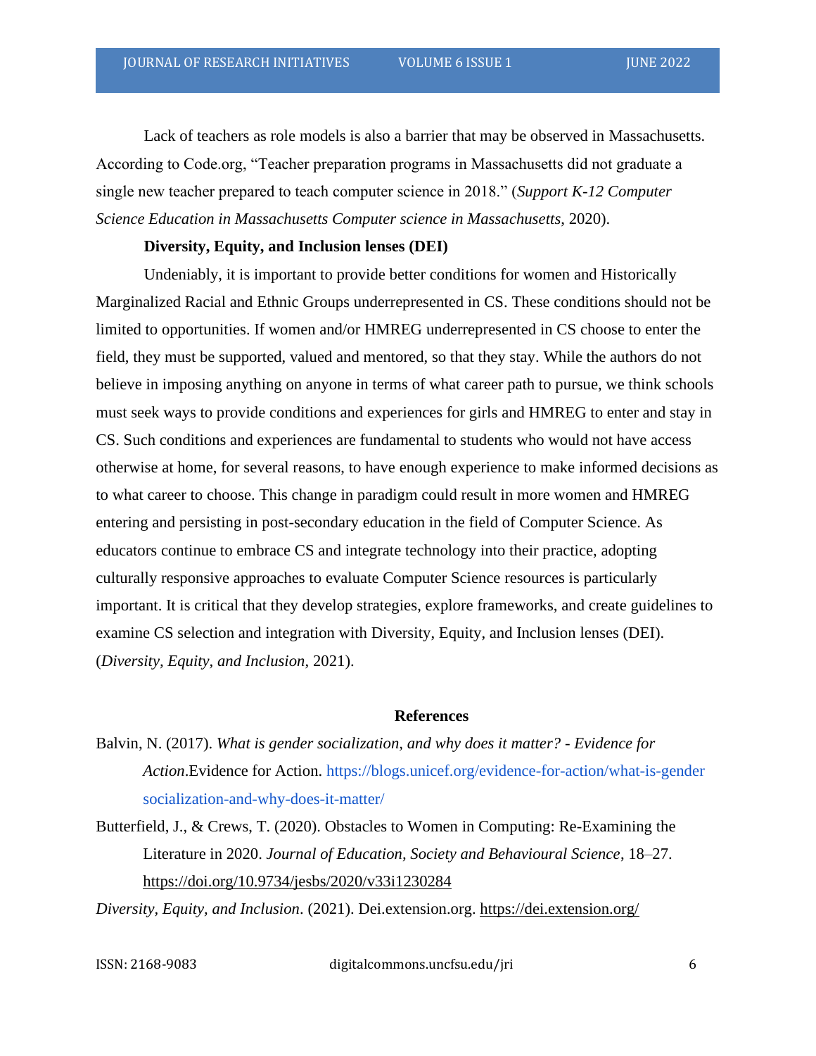Lack of teachers as role models is also a barrier that may be observed in Massachusetts. According to Code.org, "Teacher preparation programs in Massachusetts did not graduate a single new teacher prepared to teach computer science in 2018." (*Support K-12 Computer Science Education in Massachusetts Computer science in Massachusetts*, 2020).

**Diversity, Equity, and Inclusion lenses (DEI)**

Undeniably, it is important to provide better conditions for women and Historically Marginalized Racial and Ethnic Groups underrepresented in CS. These conditions should not be limited to opportunities. If women and/or HMREG underrepresented in CS choose to enter the field, they must be supported, valued and mentored, so that they stay. While the authors do not believe in imposing anything on anyone in terms of what career path to pursue, we think schools must seek ways to provide conditions and experiences for girls and HMREG to enter and stay in CS. Such conditions and experiences are fundamental to students who would not have access otherwise at home, for several reasons, to have enough experience to make informed decisions as to what career to choose. This change in paradigm could result in more women and HMREG entering and persisting in post-secondary education in the field of Computer Science. As educators continue to embrace CS and integrate technology into their practice, adopting culturally responsive approaches to evaluate Computer Science resources is particularly important. It is critical that they develop strategies, explore frameworks, and create guidelines to examine CS selection and integration with Diversity, Equity, and Inclusion lenses (DEI). (*Diversity, Equity, and Inclusion*, 2021).

## References

Balvin, N. (2017). *What is gender socialization, and why does it matter? - Evidence for Action*.Evidence for Action. https://blogs.unicef.org/evidence-for-action/what-is-gender socialization-and-why-does-it-matter/

Butterfield, J., & Crews, T. (2020). Obstacles to Women in Computing: Re-Examining the Literature in 2020. *Journal of Education, Society and Behavioural Science*, 18–27. https://doi.org/10.9734/jesbs/2020/v33i1230284

*Diversity, Equity, and Inclusion*. (2021). Dei.extension.org. https://dei.extension.org/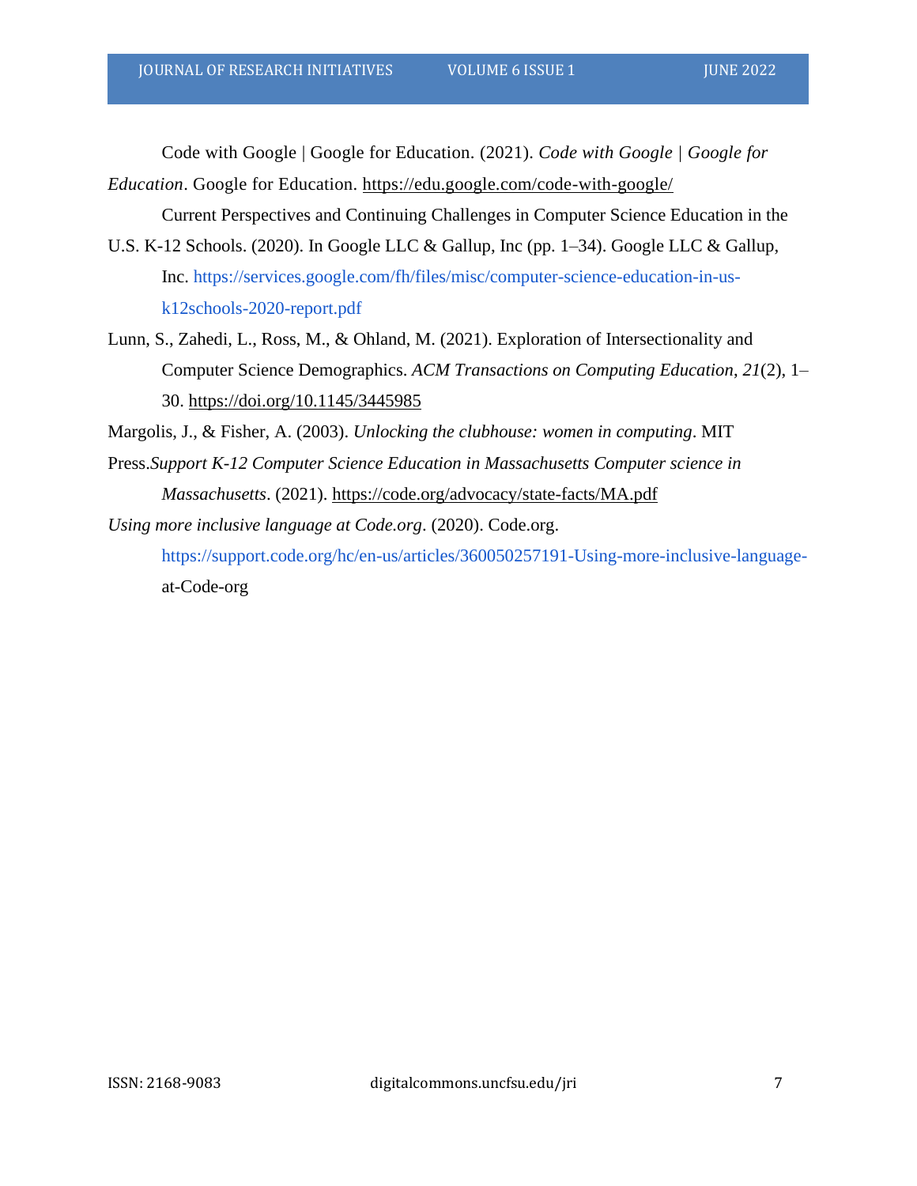Code with Google | Google for Education. (2021). *Code with Google | Google for Education*. Google for Education. https://edu.google.com/code-with-google/

Current Perspectives and Continuing Challenges in Computer Science Education in the U.S. K-12 Schools. (2020). In Google LLC & Gallup, Inc (pp. 1–34). Google LLC & Gallup, Inc. https://services.google.com/fh/files/misc/computer-science-education-in-us-k12schools-2020-report.pdf

Lunn, S., Zahedi, L., Ross, M., & Ohland, M. (2021). Exploration of Intersectionality and Computer Science Demographics. *ACM Transactions on Computing Education*, *21*(2), 1–30. https://doi.org/10.1145/3445985

Margolis, J., & Fisher, A. (2003). *Unlocking the clubhouse: women in computing*. MIT Press.*Support K-12 Computer Science Education in Massachusetts Computer science in Massachusetts*. (2021). https://code.org/advocacy/state-facts/MA.pdf

*Using more inclusive language at Code.org*. (2020). Code.org. https://support.code.org/hc/en-us/articles/360050257191-Using-more-inclusive-language-at-Code-org